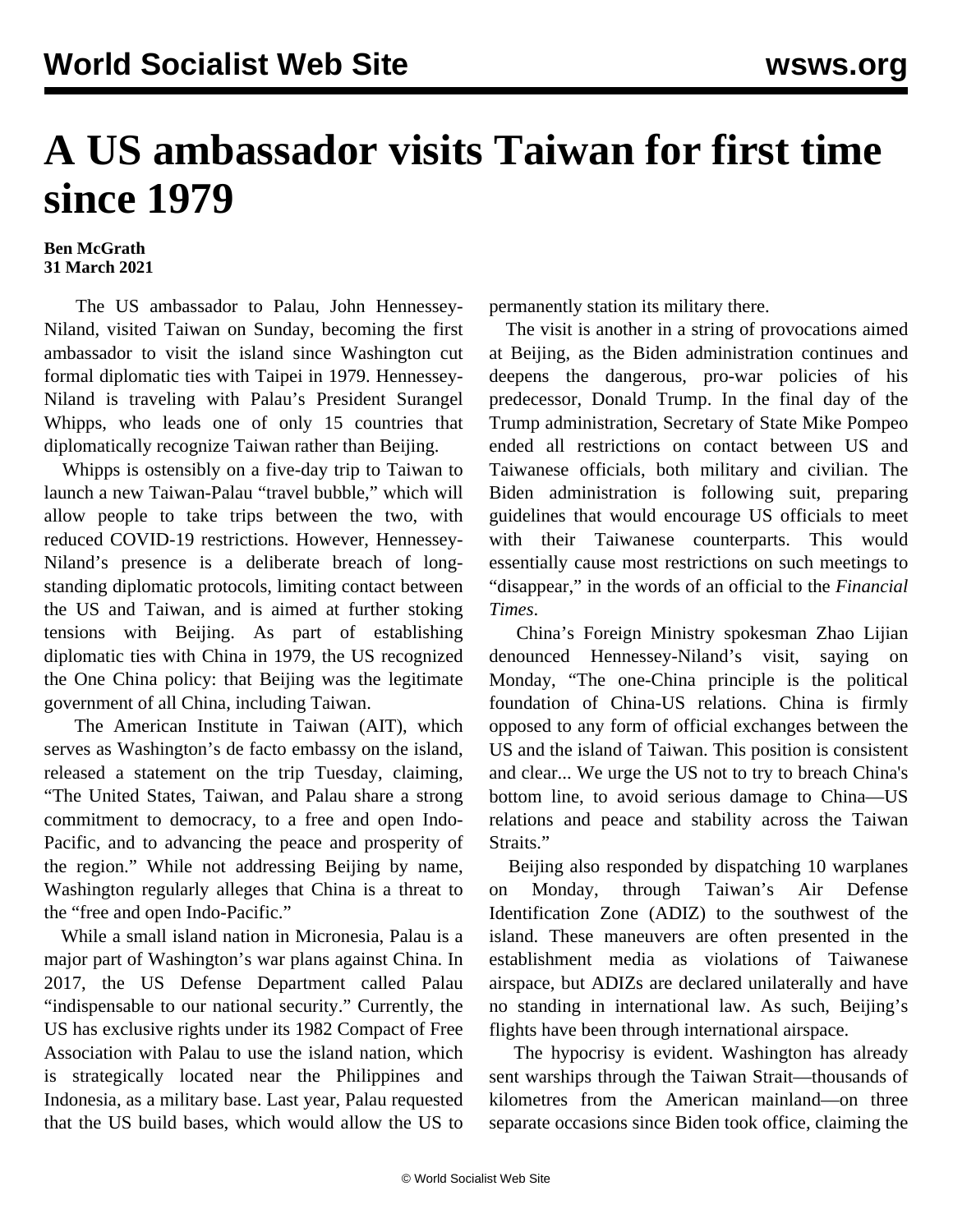# A US ambassador visits Taiwan for first time since 1979

**Ben McGrath**
**31 March 2021**

The US ambassador to Palau, John Hennessey-Niland, visited Taiwan on Sunday, becoming the first ambassador to visit the island since Washington cut formal diplomatic ties with Taipei in 1979. Hennessey-Niland is traveling with Palau's President Surangel Whipps, who leads one of only 15 countries that diplomatically recognize Taiwan rather than Beijing.

Whipps is ostensibly on a five-day trip to Taiwan to launch a new Taiwan-Palau "travel bubble," which will allow people to take trips between the two, with reduced COVID-19 restrictions. However, Hennessey-Niland's presence is a deliberate breach of long-standing diplomatic protocols, limiting contact between the US and Taiwan, and is aimed at further stoking tensions with Beijing. As part of establishing diplomatic ties with China in 1979, the US recognized the One China policy: that Beijing was the legitimate government of all China, including Taiwan.

The American Institute in Taiwan (AIT), which serves as Washington's de facto embassy on the island, released a statement on the trip Tuesday, claiming, "The United States, Taiwan, and Palau share a strong commitment to democracy, to a free and open Indo-Pacific, and to advancing the peace and prosperity of the region." While not addressing Beijing by name, Washington regularly alleges that China is a threat to the "free and open Indo-Pacific."

While a small island nation in Micronesia, Palau is a major part of Washington's war plans against China. In 2017, the US Defense Department called Palau "indispensable to our national security." Currently, the US has exclusive rights under its 1982 Compact of Free Association with Palau to use the island nation, which is strategically located near the Philippines and Indonesia, as a military base. Last year, Palau requested that the US build bases, which would allow the US to permanently station its military there.

The visit is another in a string of provocations aimed at Beijing, as the Biden administration continues and deepens the dangerous, pro-war policies of his predecessor, Donald Trump. In the final day of the Trump administration, Secretary of State Mike Pompeo ended all restrictions on contact between US and Taiwanese officials, both military and civilian. The Biden administration is following suit, preparing guidelines that would encourage US officials to meet with their Taiwanese counterparts. This would essentially cause most restrictions on such meetings to "disappear," in the words of an official to the *Financial Times*.

China's Foreign Ministry spokesman Zhao Lijian denounced Hennessey-Niland's visit, saying on Monday, "The one-China principle is the political foundation of China-US relations. China is firmly opposed to any form of official exchanges between the US and the island of Taiwan. This position is consistent and clear... We urge the US not to try to breach China's bottom line, to avoid serious damage to China—US relations and peace and stability across the Taiwan Straits."

Beijing also responded by dispatching 10 warplanes on Monday, through Taiwan's Air Defense Identification Zone (ADIZ) to the southwest of the island. These maneuvers are often presented in the establishment media as violations of Taiwanese airspace, but ADIZs are declared unilaterally and have no standing in international law. As such, Beijing's flights have been through international airspace.

The hypocrisy is evident. Washington has already sent warships through the Taiwan Strait—thousands of kilometres from the American mainland—on three separate occasions since Biden took office, claiming the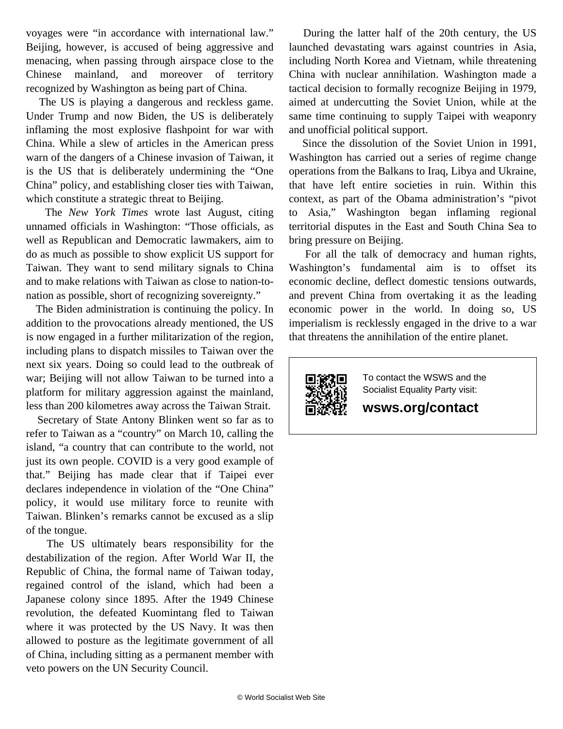voyages were "in accordance with international law." Beijing, however, is accused of being aggressive and menacing, when passing through airspace close to the Chinese mainland, and moreover of territory recognized by Washington as being part of China.

The US is playing a dangerous and reckless game. Under Trump and now Biden, the US is deliberately inflaming the most explosive flashpoint for war with China. While a slew of articles in the American press warn of the dangers of a Chinese invasion of Taiwan, it is the US that is deliberately undermining the "One China" policy, and establishing closer ties with Taiwan, which constitute a strategic threat to Beijing.

The *New York Times* wrote last August, citing unnamed officials in Washington: "Those officials, as well as Republican and Democratic lawmakers, aim to do as much as possible to show explicit US support for Taiwan. They want to send military signals to China and to make relations with Taiwan as close to nation-to-nation as possible, short of recognizing sovereignty."

The Biden administration is continuing the policy. In addition to the provocations already mentioned, the US is now engaged in a further militarization of the region, including plans to dispatch missiles to Taiwan over the next six years. Doing so could lead to the outbreak of war; Beijing will not allow Taiwan to be turned into a platform for military aggression against the mainland, less than 200 kilometres away across the Taiwan Strait.

Secretary of State Antony Blinken went so far as to refer to Taiwan as a "country" on March 10, calling the island, "a country that can contribute to the world, not just its own people. COVID is a very good example of that." Beijing has made clear that if Taipei ever declares independence in violation of the "One China" policy, it would use military force to reunite with Taiwan. Blinken's remarks cannot be excused as a slip of the tongue.

The US ultimately bears responsibility for the destabilization of the region. After World War II, the Republic of China, the formal name of Taiwan today, regained control of the island, which had been a Japanese colony since 1895. After the 1949 Chinese revolution, the defeated Kuomintang fled to Taiwan where it was protected by the US Navy. It was then allowed to posture as the legitimate government of all of China, including sitting as a permanent member with veto powers on the UN Security Council.

During the latter half of the 20th century, the US launched devastating wars against countries in Asia, including North Korea and Vietnam, while threatening China with nuclear annihilation. Washington made a tactical decision to formally recognize Beijing in 1979, aimed at undercutting the Soviet Union, while at the same time continuing to supply Taipei with weaponry and unofficial political support.

Since the dissolution of the Soviet Union in 1991, Washington has carried out a series of regime change operations from the Balkans to Iraq, Libya and Ukraine, that have left entire societies in ruin. Within this context, as part of the Obama administration's "pivot to Asia," Washington began inflaming regional territorial disputes in the East and South China Sea to bring pressure on Beijing.

For all the talk of democracy and human rights, Washington's fundamental aim is to offset its economic decline, deflect domestic tensions outwards, and prevent China from overtaking it as the leading economic power in the world. In doing so, US imperialism is recklessly engaged in the drive to a war that threatens the annihilation of the entire planet.

To contact the WSWS and the Socialist Equality Party visit:

**wsws.org/contact**